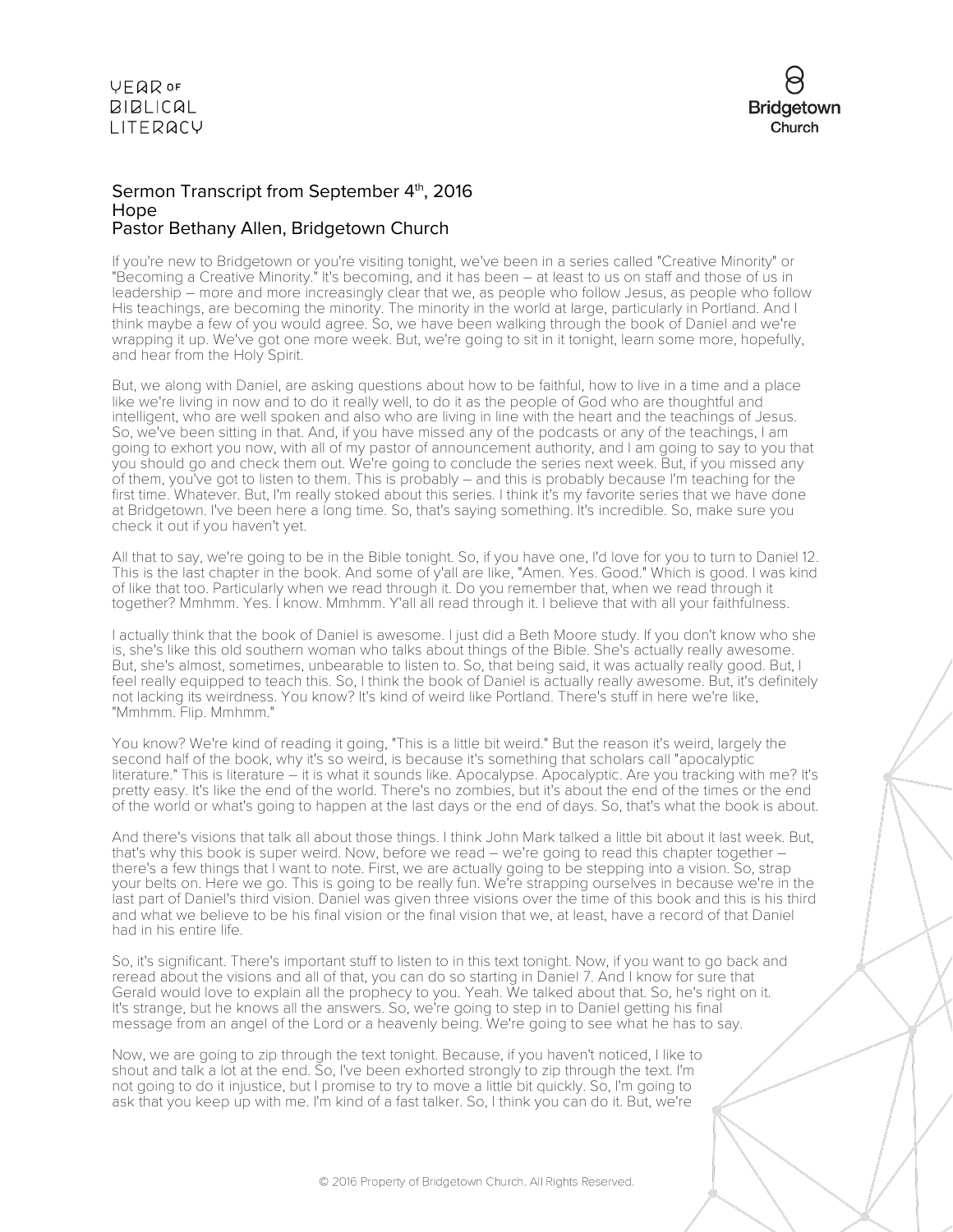## Sermon Transcript from September 4th, 2016
## Hope
## Pastor Bethany Allen, Bridgetown Church

If you're new to Bridgetown or you're visiting tonight, we've been in a series called "Creative Minority" or "Becoming a Creative Minority." It's becoming, and it has been – at least to us on staff and those of us in leadership – more and more increasingly clear that we, as people who follow Jesus, as people who follow His teachings, are becoming the minority. The minority in the world at large, particularly in Portland. And I think maybe a few of you would agree. So, we have been walking through the book of Daniel and we're wrapping it up. We've got one more week. But, we're going to sit in it tonight, learn some more, hopefully, and hear from the Holy Spirit.

But, we along with Daniel, are asking questions about how to be faithful, how to live in a time and a place like we're living in now and to do it really well, to do it as the people of God who are thoughtful and intelligent, who are well spoken and also who are living in line with the heart and the teachings of Jesus. So, we've been sitting in that. And, if you have missed any of the podcasts or any of the teachings, I am going to exhort you now, with all of my pastor of announcement authority, and I am going to say to you that you should go and check them out. We're going to conclude the series next week. But, if you missed any of them, you've got to listen to them. This is probably – and this is probably because I'm teaching for the first time. Whatever. But, I'm really stoked about this series. I think it's my favorite series that we have done at Bridgetown. I've been here a long time. So, that's saying something. It's incredible. So, make sure you check it out if you haven't yet.

All that to say, we're going to be in the Bible tonight. So, if you have one, I'd love for you to turn to Daniel 12. This is the last chapter in the book. And some of y'all are like, "Amen. Yes. Good." Which is good. I was kind of like that too. Particularly when we read through it. Do you remember that, when we read through it together? Mmhmm. Yes. I know. Mmhmm. Y'all all read through it. I believe that with all your faithfulness.

I actually think that the book of Daniel is awesome. I just did a Beth Moore study. If you don't know who she is, she's like this old southern woman who talks about things of the Bible. She's actually really awesome. But, she's almost, sometimes, unbearable to listen to. So, that being said, it was actually really good. But, I feel really equipped to teach this. So, I think the book of Daniel is actually really awesome. But, it's definitely not lacking its weirdness. You know? It's kind of weird like Portland. There's stuff in here we're like, "Mmhmm. Flip. Mmhmm."

You know? We're kind of reading it going, "This is a little bit weird." But the reason it's weird, largely the second half of the book, why it's so weird, is because it's something that scholars call "apocalyptic literature." This is literature – it is what it sounds like. Apocalypse. Apocalyptic. Are you tracking with me? It's pretty easy. It's like the end of the world. There's no zombies, but it's about the end of the times or the end of the world or what's going to happen at the last days or the end of days. So, that's what the book is about.

And there's visions that talk all about those things. I think John Mark talked a little bit about it last week. But, that's why this book is super weird. Now, before we read – we're going to read this chapter together – there's a few things that I want to note. First, we are actually going to be stepping into a vision. So, strap your belts on. Here we go. This is going to be really fun. We're strapping ourselves in because we're in the last part of Daniel's third vision. Daniel was given three visions over the time of this book and this is his third and what we believe to be his final vision or the final vision that we, at least, have a record of that Daniel had in his entire life.

So, it's significant. There's important stuff to listen to in this text tonight. Now, if you want to go back and reread about the visions and all of that, you can do so starting in Daniel 7. And I know for sure that Gerald would love to explain all the prophecy to you. Yeah. We talked about that. So, he's right on it. It's strange, but he knows all the answers. So, we're going to step in to Daniel getting his final message from an angel of the Lord or a heavenly being. We're going to see what he has to say.

Now, we are going to zip through the text tonight. Because, if you haven't noticed, I like to shout and talk a lot at the end. So, I've been exhorted strongly to zip through the text. I'm not going to do it injustice, but I promise to try to move a little bit quickly. So, I'm going to ask that you keep up with me. I'm kind of a fast talker. So, I think you can do it. But, we're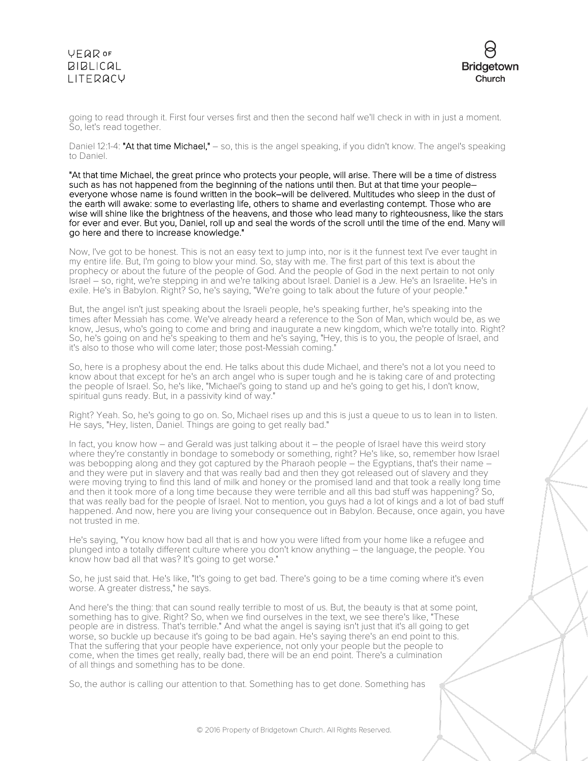going to read through it. First four verses first and then the second half we'll check in with in just a moment. So, let's read together.

Daniel 12:1-4: **"At that time Michael,"** – so, this is the angel speaking, if you didn't know. The angel's speaking to Daniel.

**"At that time Michael, the great prince who protects your people, will arise. There will be a time of distress such as has not happened from the beginning of the nations until then. But at that time your people–everyone whose name is found written in the book–will be delivered. Multitudes who sleep in the dust of the earth will awake: some to everlasting life, others to shame and everlasting contempt. Those who are wise will shine like the brightness of the heavens, and those who lead many to righteousness, like the stars for ever and ever. But you, Daniel, roll up and seal the words of the scroll until the time of the end. Many will go here and there to increase knowledge."**

Now, I've got to be honest. This is not an easy text to jump into, nor is it the funnest text I've ever taught in my entire life. But, I'm going to blow your mind. So, stay with me. The first part of this text is about the prophecy or about the future of the people of God. And the people of God in the next pertain to not only Israel – so, right, we're stepping in and we're talking about Israel. Daniel is a Jew. He's an Israelite. He's in exile. He's in Babylon. Right? So, he's saying, "We're going to talk about the future of your people."

But, the angel isn't just speaking about the Israeli people, he's speaking further, he's speaking into the times after Messiah has come. We've already heard a reference to the Son of Man, which would be, as we know, Jesus, who's going to come and bring and inaugurate a new kingdom, which we're totally into. Right? So, he's going on and he's speaking to them and he's saying, "Hey, this is to you, the people of Israel, and it's also to those who will come later; those post-Messiah coming."

So, here is a prophesy about the end. He talks about this dude Michael, and there's not a lot you need to know about that except for he's an arch angel who is super tough and he is taking care of and protecting the people of Israel. So, he's like, "Michael's going to stand up and he's going to get his, I don't know, spiritual guns ready. But, in a passivity kind of way."

Right? Yeah. So, he's going to go on. So, Michael rises up and this is just a queue to us to lean in to listen. He says, "Hey, listen, Daniel. Things are going to get really bad."

In fact, you know how – and Gerald was just talking about it – the people of Israel have this weird story where they're constantly in bondage to somebody or something, right? He's like, so, remember how Israel was bebopping along and they got captured by the Pharaoh people – the Egyptians, that's their name – and they were put in slavery and that was really bad and then they got released out of slavery and they were moving trying to find this land of milk and honey or the promised land and that took a really long time and then it took more of a long time because they were terrible and all this bad stuff was happening? So, that was really bad for the people of Israel. Not to mention, you guys had a lot of kings and a lot of bad stuff happened. And now, here you are living your consequence out in Babylon. Because, once again, you have not trusted in me.

He's saying, "You know how bad all that is and how you were lifted from your home like a refugee and plunged into a totally different culture where you don't know anything – the language, the people. You know how bad all that was? It's going to get worse."

So, he just said that. He's like, "It's going to get bad. There's going to be a time coming where it's even worse. A greater distress," he says.

And here's the thing: that can sound really terrible to most of us. But, the beauty is that at some point, something has to give. Right? So, when we find ourselves in the text, we see there's like, "These people are in distress. That's terrible." And what the angel is saying isn't just that it's all going to get worse, so buckle up because it's going to be bad again. He's saying there's an end point to this. That the suffering that your people have experience, not only your people but the people to come, when the times get really, really bad, there will be an end point. There's a culmination of all things and something has to be done.

So, the author is calling our attention to that. Something has to get done. Something has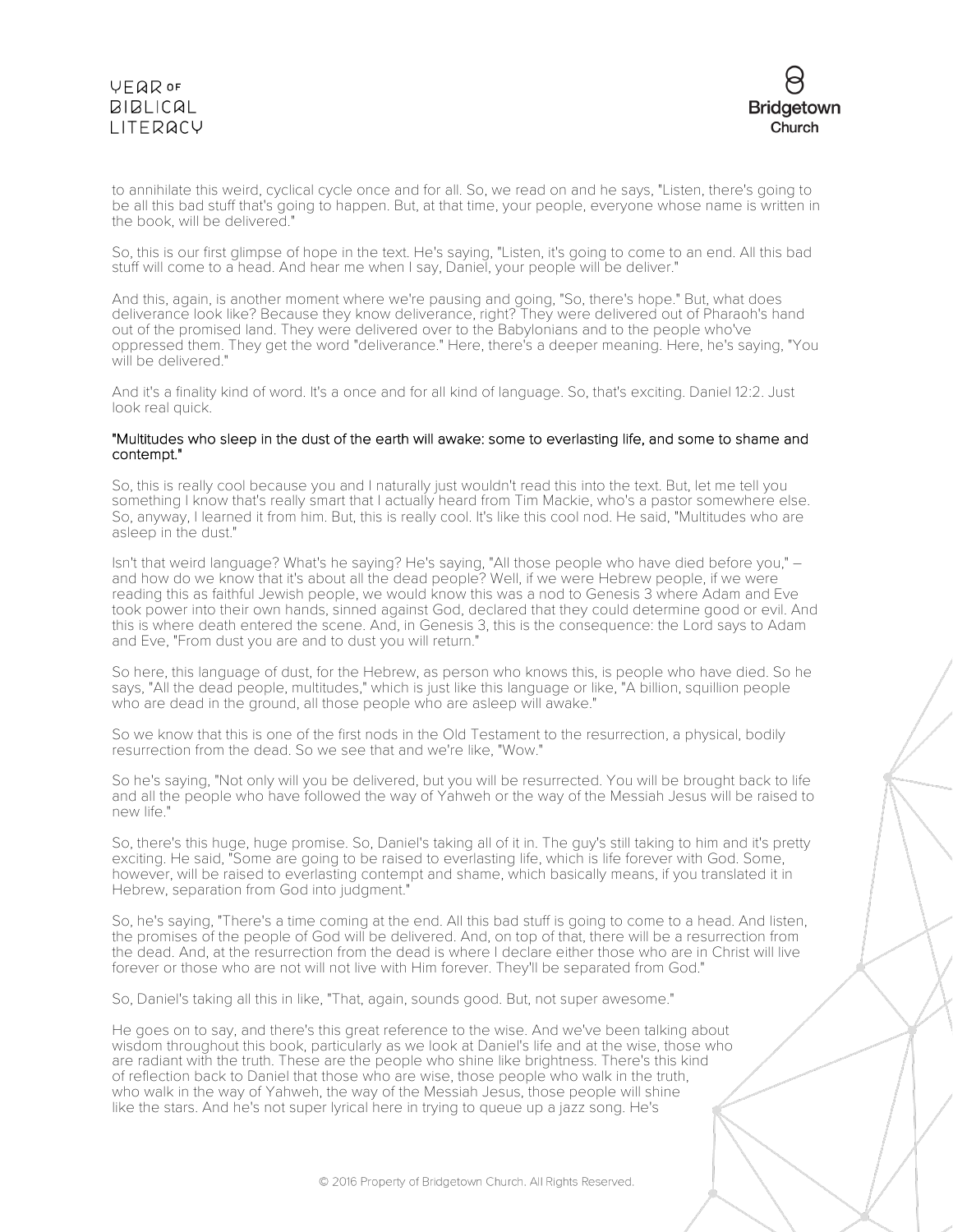to annihilate this weird, cyclical cycle once and for all. So, we read on and he says, "Listen, there's going to be all this bad stuff that's going to happen. But, at that time, your people, everyone whose name is written in the book, will be delivered."

So, this is our first glimpse of hope in the text. He's saying, "Listen, it's going to come to an end. All this bad stuff will come to a head. And hear me when I say, Daniel, your people will be deliver."

And this, again, is another moment where we're pausing and going, "So, there's hope." But, what does deliverance look like? Because they know deliverance, right? They were delivered out of Pharaoh's hand out of the promised land. They were delivered over to the Babylonians and to the people who've oppressed them. They get the word "deliverance." Here, there's a deeper meaning. Here, he's saying, "You will be delivered."

And it's a finality kind of word. It's a once and for all kind of language. So, that's exciting. Daniel 12:2. Just look real quick.

"Multitudes who sleep in the dust of the earth will awake: some to everlasting life, and some to shame and contempt."

So, this is really cool because you and I naturally just wouldn't read this into the text. But, let me tell you something I know that's really smart that I actually heard from Tim Mackie, who's a pastor somewhere else. So, anyway, I learned it from him. But, this is really cool. It's like this cool nod. He said, "Multitudes who are asleep in the dust."

Isn't that weird language? What's he saying? He's saying, "All those people who have died before you," – and how do we know that it's about all the dead people? Well, if we were Hebrew people, if we were reading this as faithful Jewish people, we would know this was a nod to Genesis 3 where Adam and Eve took power into their own hands, sinned against God, declared that they could determine good or evil. And this is where death entered the scene. And, in Genesis 3, this is the consequence: the Lord says to Adam and Eve, "From dust you are and to dust you will return."

So here, this language of dust, for the Hebrew, as person who knows this, is people who have died. So he says, "All the dead people, multitudes," which is just like this language or like, "A billion, squillion people who are dead in the ground, all those people who are asleep will awake."

So we know that this is one of the first nods in the Old Testament to the resurrection, a physical, bodily resurrection from the dead. So we see that and we're like, "Wow."

So he's saying, "Not only will you be delivered, but you will be resurrected. You will be brought back to life and all the people who have followed the way of Yahweh or the way of the Messiah Jesus will be raised to new life."

So, there's this huge, huge promise. So, Daniel's taking all of it in. The guy's still taking to him and it's pretty exciting. He said, "Some are going to be raised to everlasting life, which is life forever with God. Some, however, will be raised to everlasting contempt and shame, which basically means, if you translated it in Hebrew, separation from God into judgment."

So, he's saying, "There's a time coming at the end. All this bad stuff is going to come to a head. And listen, the promises of the people of God will be delivered. And, on top of that, there will be a resurrection from the dead. And, at the resurrection from the dead is where I declare either those who are in Christ will live forever or those who are not will not live with Him forever. They'll be separated from God."

So, Daniel's taking all this in like, "That, again, sounds good. But, not super awesome."

He goes on to say, and there's this great reference to the wise. And we've been talking about wisdom throughout this book, particularly as we look at Daniel's life and at the wise, those who are radiant with the truth. These are the people who shine like brightness. There's this kind of reflection back to Daniel that those who are wise, those people who walk in the truth, who walk in the way of Yahweh, the way of the Messiah Jesus, those people will shine like the stars. And he's not super lyrical here in trying to queue up a jazz song. He's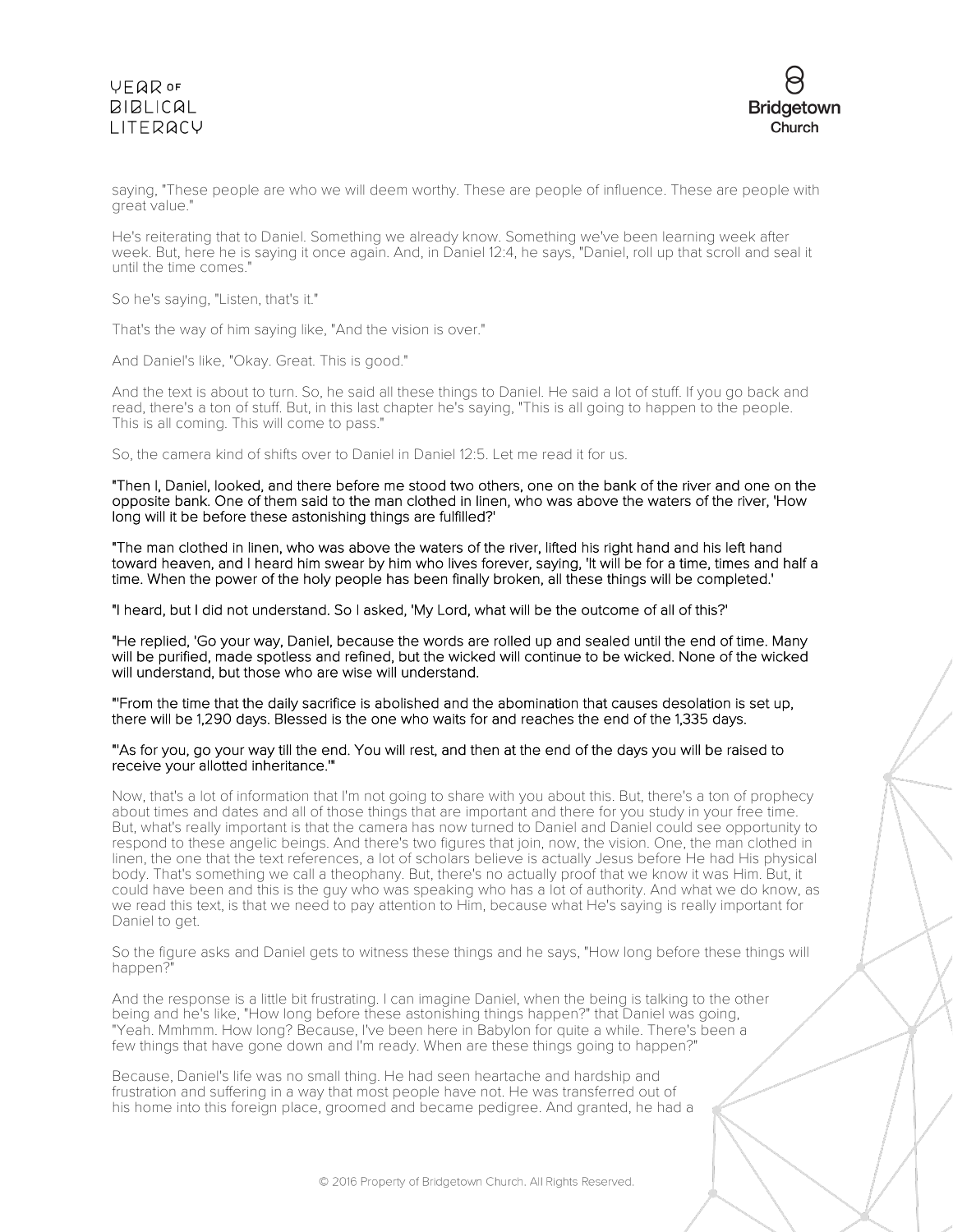saying, "These people are who we will deem worthy. These are people of influence. These are people with great value."

He's reiterating that to Daniel. Something we already know. Something we've been learning week after week. But, here he is saying it once again. And, in Daniel 12:4, he says, "Daniel, roll up that scroll and seal it until the time comes."

So he's saying, "Listen, that's it."

That's the way of him saying like, "And the vision is over."

And Daniel's like, "Okay. Great. This is good."

And the text is about to turn. So, he said all these things to Daniel. He said a lot of stuff. If you go back and read, there's a ton of stuff. But, in this last chapter he's saying, "This is all going to happen to the people. This is all coming. This will come to pass."

So, the camera kind of shifts over to Daniel in Daniel 12:5. Let me read it for us.

**"Then I, Daniel, looked, and there before me stood two others, one on the bank of the river and one on the opposite bank. One of them said to the man clothed in linen, who was above the waters of the river, 'How long will it be before these astonishing things are fulfilled?'**

**"The man clothed in linen, who was above the waters of the river, lifted his right hand and his left hand toward heaven, and I heard him swear by him who lives forever, saying, 'It will be for a time, times and half a time. When the power of the holy people has been finally broken, all these things will be completed.'**

**"I heard, but I did not understand. So I asked, 'My Lord, what will be the outcome of all of this?'**

**"He replied, 'Go your way, Daniel, because the words are rolled up and sealed until the end of time. Many will be purified, made spotless and refined, but the wicked will continue to be wicked. None of the wicked will understand, but those who are wise will understand.**

**"'From the time that the daily sacrifice is abolished and the abomination that causes desolation is set up, there will be 1,290 days. Blessed is the one who waits for and reaches the end of the 1,335 days.**

**"'As for you, go your way till the end. You will rest, and then at the end of the days you will be raised to receive your allotted inheritance.'"**

Now, that's a lot of information that I'm not going to share with you about this. But, there's a ton of prophecy about times and dates and all of those things that are important and there for you study in your free time. But, what's really important is that the camera has now turned to Daniel and Daniel could see opportunity to respond to these angelic beings. And there's two figures that join, now, the vision. One, the man clothed in linen, the one that the text references, a lot of scholars believe is actually Jesus before He had His physical body. That's something we call a theophany. But, there's no actually proof that we know it was Him. But, it could have been and this is the guy who was speaking who has a lot of authority. And what we do know, as we read this text, is that we need to pay attention to Him, because what He's saying is really important for Daniel to get.

So the figure asks and Daniel gets to witness these things and he says, "How long before these things will happen?"

And the response is a little bit frustrating. I can imagine Daniel, when the being is talking to the other being and he's like, "How long before these astonishing things happen?" that Daniel was going, "Yeah. Mmhmm. How long? Because, I've been here in Babylon for quite a while. There's been a few things that have gone down and I'm ready. When are these things going to happen?"

Because, Daniel's life was no small thing. He had seen heartache and hardship and frustration and suffering in a way that most people have not. He was transferred out of his home into this foreign place, groomed and became pedigree. And granted, he had a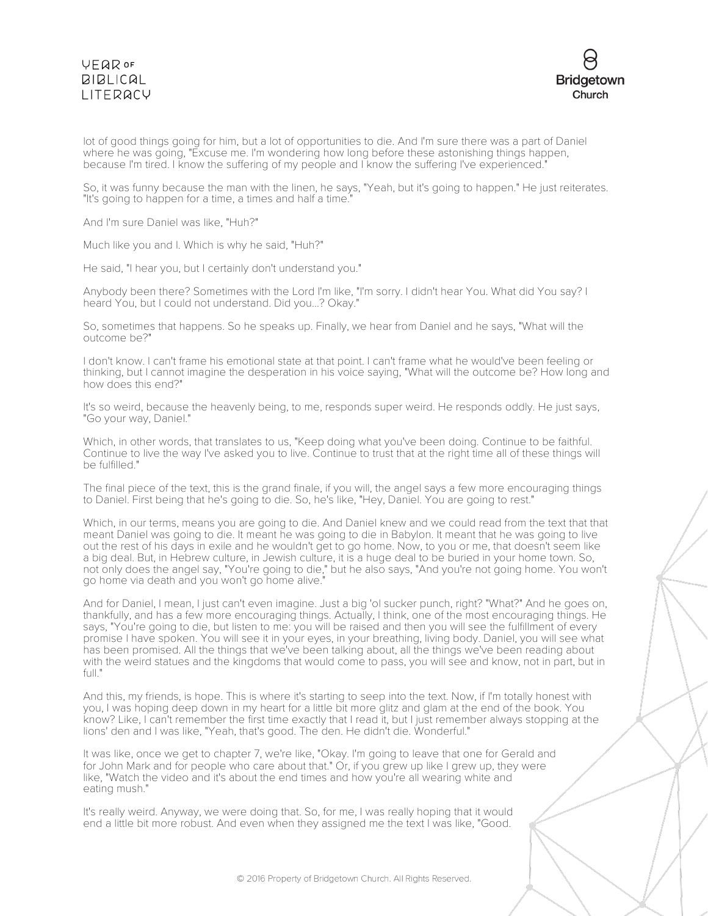lot of good things going for him, but a lot of opportunities to die. And I'm sure there was a part of Daniel where he was going, "Excuse me. I'm wondering how long before these astonishing things happen, because I'm tired. I know the suffering of my people and I know the suffering I've experienced."

So, it was funny because the man with the linen, he says, "Yeah, but it's going to happen." He just reiterates. "It's going to happen for a time, a times and half a time."

And I'm sure Daniel was like, "Huh?"

Much like you and I. Which is why he said, "Huh?"

He said, "I hear you, but I certainly don't understand you."

Anybody been there? Sometimes with the Lord I'm like, "I'm sorry. I didn't hear You. What did You say? I heard You, but I could not understand. Did you...? Okay."

So, sometimes that happens. So he speaks up. Finally, we hear from Daniel and he says, "What will the outcome be?"

I don't know. I can't frame his emotional state at that point. I can't frame what he would've been feeling or thinking, but I cannot imagine the desperation in his voice saying, "What will the outcome be? How long and how does this end?"

It's so weird, because the heavenly being, to me, responds super weird. He responds oddly. He just says, "Go your way, Daniel."

Which, in other words, that translates to us, "Keep doing what you've been doing. Continue to be faithful. Continue to live the way I've asked you to live. Continue to trust that at the right time all of these things will be fulfilled."

The final piece of the text, this is the grand finale, if you will, the angel says a few more encouraging things to Daniel. First being that he's going to die. So, he's like, "Hey, Daniel. You are going to rest."

Which, in our terms, means you are going to die. And Daniel knew and we could read from the text that that meant Daniel was going to die. It meant he was going to die in Babylon. It meant that he was going to live out the rest of his days in exile and he wouldn't get to go home. Now, to you or me, that doesn't seem like a big deal. But, in Hebrew culture, in Jewish culture, it is a huge deal to be buried in your home town. So, not only does the angel say, "You're going to die," but he also says, "And you're not going home. You won't go home via death and you won't go home alive."

And for Daniel, I mean, I just can't even imagine. Just a big 'ol sucker punch, right? "What?" And he goes on, thankfully, and has a few more encouraging things. Actually, I think, one of the most encouraging things. He says, "You're going to die, but listen to me: you will be raised and then you will see the fulfillment of every promise I have spoken. You will see it in your eyes, in your breathing, living body. Daniel, you will see what has been promised. All the things that we've been talking about, all the things we've been reading about with the weird statues and the kingdoms that would come to pass, you will see and know, not in part, but in full."

And this, my friends, is hope. This is where it's starting to seep into the text. Now, if I'm totally honest with you, I was hoping deep down in my heart for a little bit more glitz and glam at the end of the book. You know? Like, I can't remember the first time exactly that I read it, but I just remember always stopping at the lions' den and I was like, "Yeah, that's good. The den. He didn't die. Wonderful."

It was like, once we get to chapter 7, we're like, "Okay. I'm going to leave that one for Gerald and for John Mark and for people who care about that." Or, if you grew up like I grew up, they were like, "Watch the video and it's about the end times and how you're all wearing white and eating mush."

It's really weird. Anyway, we were doing that. So, for me, I was really hoping that it would end a little bit more robust. And even when they assigned me the text I was like, "Good.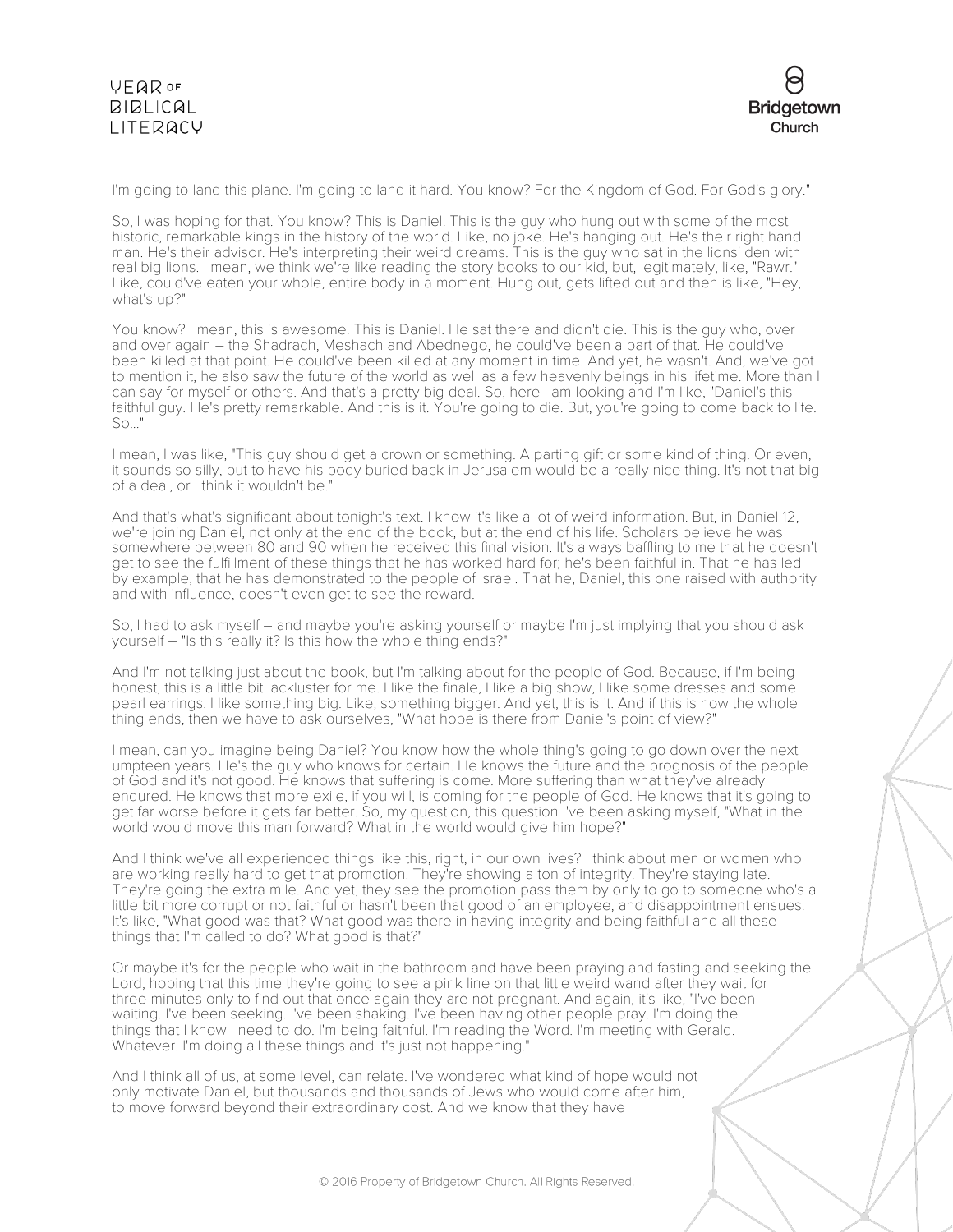I'm going to land this plane. I'm going to land it hard. You know? For the Kingdom of God. For God's glory."

So, I was hoping for that. You know? This is Daniel. This is the guy who hung out with some of the most historic, remarkable kings in the history of the world. Like, no joke. He's hanging out. He's their right hand man. He's their advisor. He's interpreting their weird dreams. This is the guy who sat in the lions' den with real big lions. I mean, we think we're like reading the story books to our kid, but, legitimately, like, "Rawr." Like, could've eaten your whole, entire body in a moment. Hung out, gets lifted out and then is like, "Hey, what's up?"

You know? I mean, this is awesome. This is Daniel. He sat there and didn't die. This is the guy who, over and over again – the Shadrach, Meshach and Abednego, he could've been a part of that. He could've been killed at that point. He could've been killed at any moment in time. And yet, he wasn't. And, we've got to mention it, he also saw the future of the world as well as a few heavenly beings in his lifetime. More than I can say for myself or others. And that's a pretty big deal. So, here I am looking and I'm like, "Daniel's this faithful guy. He's pretty remarkable. And this is it. You're going to die. But, you're going to come back to life. So…"

I mean, I was like, "This guy should get a crown or something. A parting gift or some kind of thing. Or even, it sounds so silly, but to have his body buried back in Jerusalem would be a really nice thing. It's not that big of a deal, or I think it wouldn't be."

And that's what's significant about tonight's text. I know it's like a lot of weird information. But, in Daniel 12, we're joining Daniel, not only at the end of the book, but at the end of his life. Scholars believe he was somewhere between 80 and 90 when he received this final vision. It's always baffling to me that he doesn't get to see the fulfillment of these things that he has worked hard for; he's been faithful in. That he has led by example, that he has demonstrated to the people of Israel. That he, Daniel, this one raised with authority and with influence, doesn't even get to see the reward.

So, I had to ask myself – and maybe you're asking yourself or maybe I'm just implying that you should ask yourself – "Is this really it? Is this how the whole thing ends?"

And I'm not talking just about the book, but I'm talking about for the people of God. Because, if I'm being honest, this is a little bit lackluster for me. I like the finale, I like a big show, I like some dresses and some pearl earrings. I like something big. Like, something bigger. And yet, this is it. And if this is how the whole thing ends, then we have to ask ourselves, "What hope is there from Daniel's point of view?"

I mean, can you imagine being Daniel? You know how the whole thing's going to go down over the next umpteen years. He's the guy who knows for certain. He knows the future and the prognosis of the people of God and it's not good. He knows that suffering is come. More suffering than what they've already endured. He knows that more exile, if you will, is coming for the people of God. He knows that it's going to get far worse before it gets far better. So, my question, this question I've been asking myself, "What in the world would move this man forward? What in the world would give him hope?"

And I think we've all experienced things like this, right, in our own lives? I think about men or women who are working really hard to get that promotion. They're showing a ton of integrity. They're staying late. They're going the extra mile. And yet, they see the promotion pass them by only to go to someone who's a little bit more corrupt or not faithful or hasn't been that good of an employee, and disappointment ensues. It's like, "What good was that? What good was there in having integrity and being faithful and all these things that I'm called to do? What good is that?"

Or maybe it's for the people who wait in the bathroom and have been praying and fasting and seeking the Lord, hoping that this time they're going to see a pink line on that little weird wand after they wait for three minutes only to find out that once again they are not pregnant. And again, it's like, "I've been waiting. I've been seeking. I've been shaking. I've been having other people pray. I'm doing the things that I know I need to do. I'm being faithful. I'm reading the Word. I'm meeting with Gerald. Whatever. I'm doing all these things and it's just not happening."

And I think all of us, at some level, can relate. I've wondered what kind of hope would not only motivate Daniel, but thousands and thousands of Jews who would come after him, to move forward beyond their extraordinary cost. And we know that they have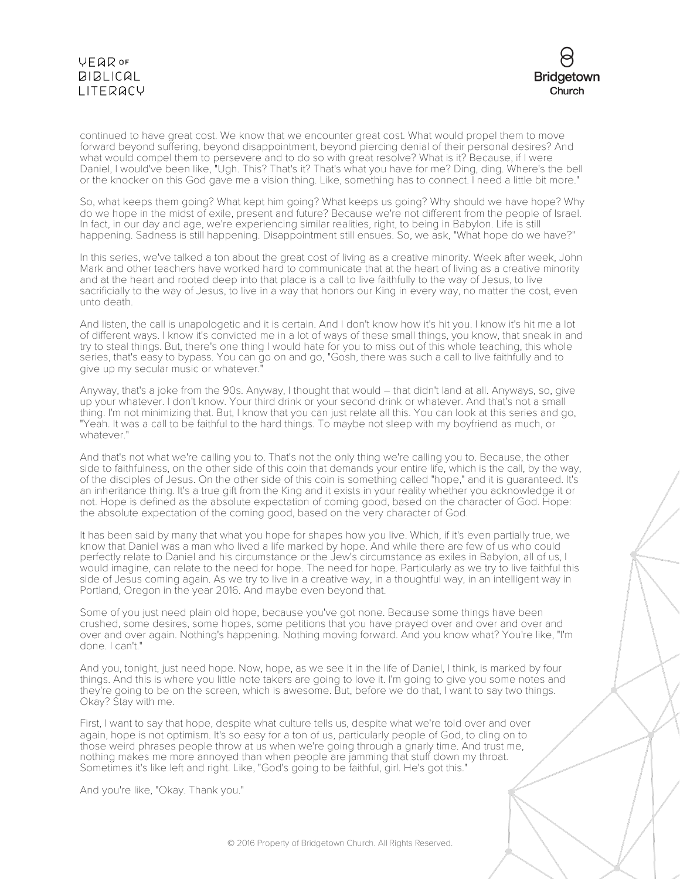continued to have great cost. We know that we encounter great cost. What would propel them to move forward beyond suffering, beyond disappointment, beyond piercing denial of their personal desires? And what would compel them to persevere and to do so with great resolve? What is it? Because, if I were Daniel, I would've been like, "Ugh. This? That's it? That's what you have for me? Ding, ding. Where's the bell or the knocker on this God gave me a vision thing. Like, something has to connect. I need a little bit more."

So, what keeps them going? What kept him going? What keeps us going? Why should we have hope? Why do we hope in the midst of exile, present and future? Because we're not different from the people of Israel. In fact, in our day and age, we're experiencing similar realities, right, to being in Babylon. Life is still happening. Sadness is still happening. Disappointment still ensues. So, we ask, "What hope do we have?"

In this series, we've talked a ton about the great cost of living as a creative minority. Week after week, John Mark and other teachers have worked hard to communicate that at the heart of living as a creative minority and at the heart and rooted deep into that place is a call to live faithfully to the way of Jesus, to live sacrificially to the way of Jesus, to live in a way that honors our King in every way, no matter the cost, even unto death.

And listen, the call is unapologetic and it is certain. And I don't know how it's hit you. I know it's hit me a lot of different ways. I know it's convicted me in a lot of ways of these small things, you know, that sneak in and try to steal things. But, there's one thing I would hate for you to miss out of this whole teaching, this whole series, that's easy to bypass. You can go on and go, "Gosh, there was such a call to live faithfully and to give up my secular music or whatever."

Anyway, that's a joke from the 90s. Anyway, I thought that would – that didn't land at all. Anyways, so, give up your whatever. I don't know. Your third drink or your second drink or whatever. And that's not a small thing. I'm not minimizing that. But, I know that you can just relate all this. You can look at this series and go, "Yeah. It was a call to be faithful to the hard things. To maybe not sleep with my boyfriend as much, or whatever."

And that's not what we're calling you to. That's not the only thing we're calling you to. Because, the other side to faithfulness, on the other side of this coin that demands your entire life, which is the call, by the way, of the disciples of Jesus. On the other side of this coin is something called "hope," and it is guaranteed. It's an inheritance thing. It's a true gift from the King and it exists in your reality whether you acknowledge it or not. Hope is defined as the absolute expectation of coming good, based on the character of God. Hope: the absolute expectation of the coming good, based on the very character of God.

It has been said by many that what you hope for shapes how you live. Which, if it's even partially true, we know that Daniel was a man who lived a life marked by hope. And while there are few of us who could perfectly relate to Daniel and his circumstance or the Jew's circumstance as exiles in Babylon, all of us, I would imagine, can relate to the need for hope. The need for hope. Particularly as we try to live faithful this side of Jesus coming again. As we try to live in a creative way, in a thoughtful way, in an intelligent way in Portland, Oregon in the year 2016. And maybe even beyond that.

Some of you just need plain old hope, because you've got none. Because some things have been crushed, some desires, some hopes, some petitions that you have prayed over and over and over and over and over again. Nothing's happening. Nothing moving forward. And you know what? You're like, "I'm done. I can't."

And you, tonight, just need hope. Now, hope, as we see it in the life of Daniel, I think, is marked by four things. And this is where you little note takers are going to love it. I'm going to give you some notes and they're going to be on the screen, which is awesome. But, before we do that, I want to say two things. Okay? Stay with me.

First, I want to say that hope, despite what culture tells us, despite what we're told over and over again, hope is not optimism. It's so easy for a ton of us, particularly people of God, to cling on to those weird phrases people throw at us when we're going through a gnarly time. And trust me, nothing makes me more annoyed than when people are jamming that stuff down my throat. Sometimes it's like left and right. Like, "God's going to be faithful, girl. He's got this."

And you're like, "Okay. Thank you."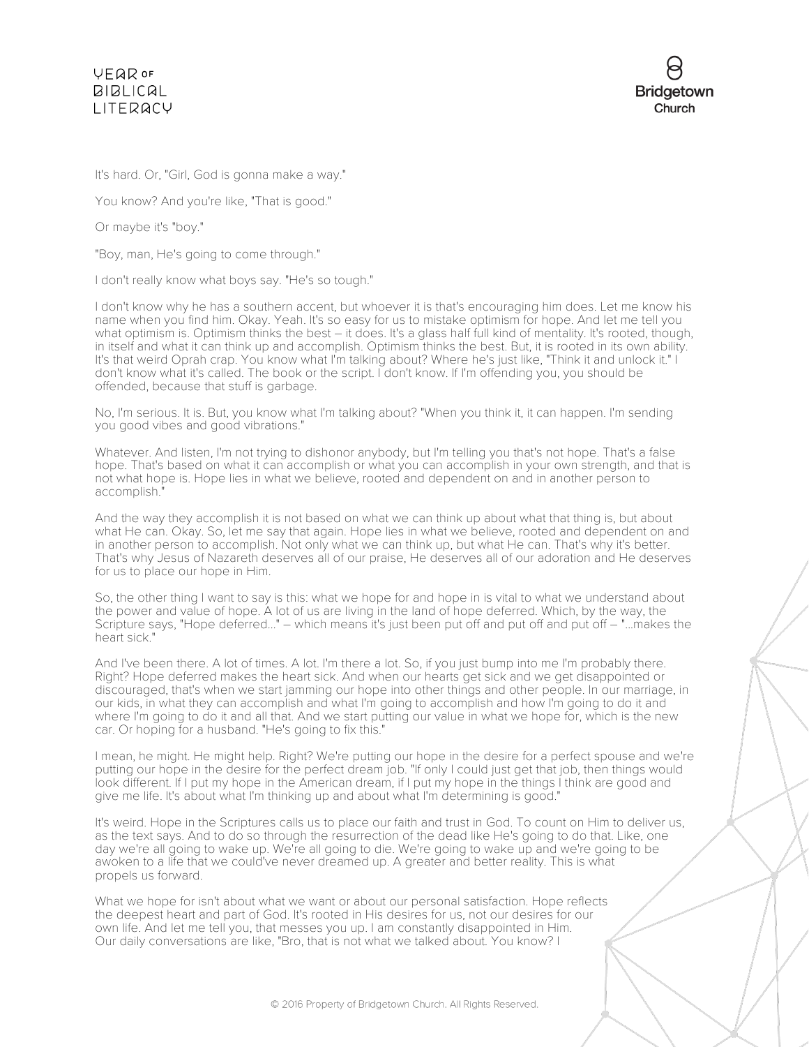It's hard. Or, "Girl, God is gonna make a way."

You know? And you're like, "That is good."

Or maybe it's "boy."

"Boy, man, He's going to come through."

I don't really know what boys say. "He's so tough."

I don't know why he has a southern accent, but whoever it is that's encouraging him does. Let me know his name when you find him. Okay. Yeah. It's so easy for us to mistake optimism for hope. And let me tell you what optimism is. Optimism thinks the best – it does. It's a glass half full kind of mentality. It's rooted, though, in itself and what it can think up and accomplish. Optimism thinks the best. But, it is rooted in its own ability. It's that weird Oprah crap. You know what I'm talking about? Where he's just like, "Think it and unlock it." I don't know what it's called. The book or the script. I don't know. If I'm offending you, you should be offended, because that stuff is garbage.

No, I'm serious. It is. But, you know what I'm talking about? "When you think it, it can happen. I'm sending you good vibes and good vibrations."

Whatever. And listen, I'm not trying to dishonor anybody, but I'm telling you that's not hope. That's a false hope. That's based on what it can accomplish or what you can accomplish in your own strength, and that is not what hope is. Hope lies in what we believe, rooted and dependent on and in another person to accomplish."

And the way they accomplish it is not based on what we can think up about what that thing is, but about what He can. Okay. So, let me say that again. Hope lies in what we believe, rooted and dependent on and in another person to accomplish. Not only what we can think up, but what He can. That's why it's better. That's why Jesus of Nazareth deserves all of our praise, He deserves all of our adoration and He deserves for us to place our hope in Him.

So, the other thing I want to say is this: what we hope for and hope in is vital to what we understand about the power and value of hope. A lot of us are living in the land of hope deferred. Which, by the way, the Scripture says, "Hope deferred..." – which means it's just been put off and put off and put off – "...makes the heart sick."

And I've been there. A lot of times. A lot. I'm there a lot. So, if you just bump into me I'm probably there. Right? Hope deferred makes the heart sick. And when our hearts get sick and we get disappointed or discouraged, that's when we start jamming our hope into other things and other people. In our marriage, in our kids, in what they can accomplish and what I'm going to accomplish and how I'm going to do it and where I'm going to do it and all that. And we start putting our value in what we hope for, which is the new car. Or hoping for a husband. "He's going to fix this."

I mean, he might. He might help. Right? We're putting our hope in the desire for a perfect spouse and we're putting our hope in the desire for the perfect dream job. "If only I could just get that job, then things would look different. If I put my hope in the American dream, if I put my hope in the things I think are good and give me life. It's about what I'm thinking up and about what I'm determining is good."

It's weird. Hope in the Scriptures calls us to place our faith and trust in God. To count on Him to deliver us, as the text says. And to do so through the resurrection of the dead like He's going to do that. Like, one day we're all going to wake up. We're all going to die. We're going to wake up and we're going to be awoken to a life that we could've never dreamed up. A greater and better reality. This is what propels us forward.

What we hope for isn't about what we want or about our personal satisfaction. Hope reflects the deepest heart and part of God. It's rooted in His desires for us, not our desires for our own life. And let me tell you, that messes you up. I am constantly disappointed in Him. Our daily conversations are like, "Bro, that is not what we talked about. You know? I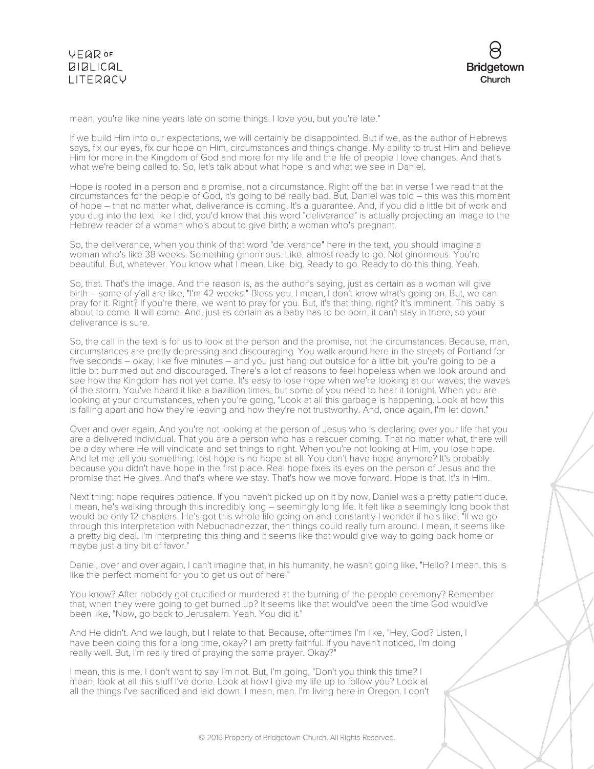mean, you're like nine years late on some things. I love you, but you're late."

If we build Him into our expectations, we will certainly be disappointed. But if we, as the author of Hebrews says, fix our eyes, fix our hope on Him, circumstances and things change. My ability to trust Him and believe Him for more in the Kingdom of God and more for my life and the life of people I love changes. And that's what we're being called to. So, let's talk about what hope is and what we see in Daniel.

Hope is rooted in a person and a promise, not a circumstance. Right off the bat in verse 1 we read that the circumstances for the people of God, it's going to be really bad. But, Daniel was told – this was this moment of hope – that no matter what, deliverance is coming. It's a guarantee. And, if you did a little bit of work and you dug into the text like I did, you'd know that this word "deliverance" is actually projecting an image to the Hebrew reader of a woman who's about to give birth; a woman who's pregnant.

So, the deliverance, when you think of that word "deliverance" here in the text, you should imagine a woman who's like 38 weeks. Something ginormous. Like, almost ready to go. Not ginormous. You're beautiful. But, whatever. You know what I mean. Like, big. Ready to go. Ready to do this thing. Yeah.

So, that. That's the image. And the reason is, as the author's saying, just as certain as a woman will give birth – some of y'all are like, "I'm 42 weeks." Bless you. I mean, I don't know what's going on. But, we can pray for it. Right? If you're there, we want to pray for you. But, it's that thing, right? It's imminent. This baby is about to come. It will come. And, just as certain as a baby has to be born, it can't stay in there, so your deliverance is sure.

So, the call in the text is for us to look at the person and the promise, not the circumstances. Because, man, circumstances are pretty depressing and discouraging. You walk around here in the streets of Portland for five seconds – okay, like five minutes – and you just hang out outside for a little bit, you're going to be a little bit bummed out and discouraged. There's a lot of reasons to feel hopeless when we look around and see how the Kingdom has not yet come. It's easy to lose hope when we're looking at our waves; the waves of the storm. You've heard it like a bazillion times, but some of you need to hear it tonight. When you are looking at your circumstances, when you're going, "Look at all this garbage is happening. Look at how this is falling apart and how they're leaving and how they're not trustworthy. And, once again, I'm let down."

Over and over again. And you're not looking at the person of Jesus who is declaring over your life that you are a delivered individual. That you are a person who has a rescuer coming. That no matter what, there will be a day where He will vindicate and set things to right. When you're not looking at Him, you lose hope. And let me tell you something: lost hope is no hope at all. You don't have hope anymore? It's probably because you didn't have hope in the first place. Real hope fixes its eyes on the person of Jesus and the promise that He gives. And that's where we stay. That's how we move forward. Hope is that. It's in Him.

Next thing: hope requires patience. If you haven't picked up on it by now, Daniel was a pretty patient dude. I mean, he's walking through this incredibly long – seemingly long life. It felt like a seemingly long book that would be only 12 chapters. He's got this whole life going on and constantly I wonder if he's like, "If we go through this interpretation with Nebuchadnezzar, then things could really turn around. I mean, it seems like a pretty big deal. I'm interpreting this thing and it seems like that would give way to going back home or maybe just a tiny bit of favor."

Daniel, over and over again, I can't imagine that, in his humanity, he wasn't going like, "Hello? I mean, this is like the perfect moment for you to get us out of here."

You know? After nobody got crucified or murdered at the burning of the people ceremony? Remember that, when they were going to get burned up? It seems like that would've been the time God would've been like, "Now, go back to Jerusalem. Yeah. You did it."

And He didn't. And we laugh, but I relate to that. Because, oftentimes I'm like, "Hey, God? Listen, I have been doing this for a long time, okay? I am pretty faithful. If you haven't noticed, I'm doing really well. But, I'm really tired of praying the same prayer. Okay?"

I mean, this is me. I don't want to say I'm not. But, I'm going, "Don't you think this time? I mean, look at all this stuff I've done. Look at how I give my life up to follow you? Look at all the things I've sacrificed and laid down. I mean, man. I'm living here in Oregon. I don't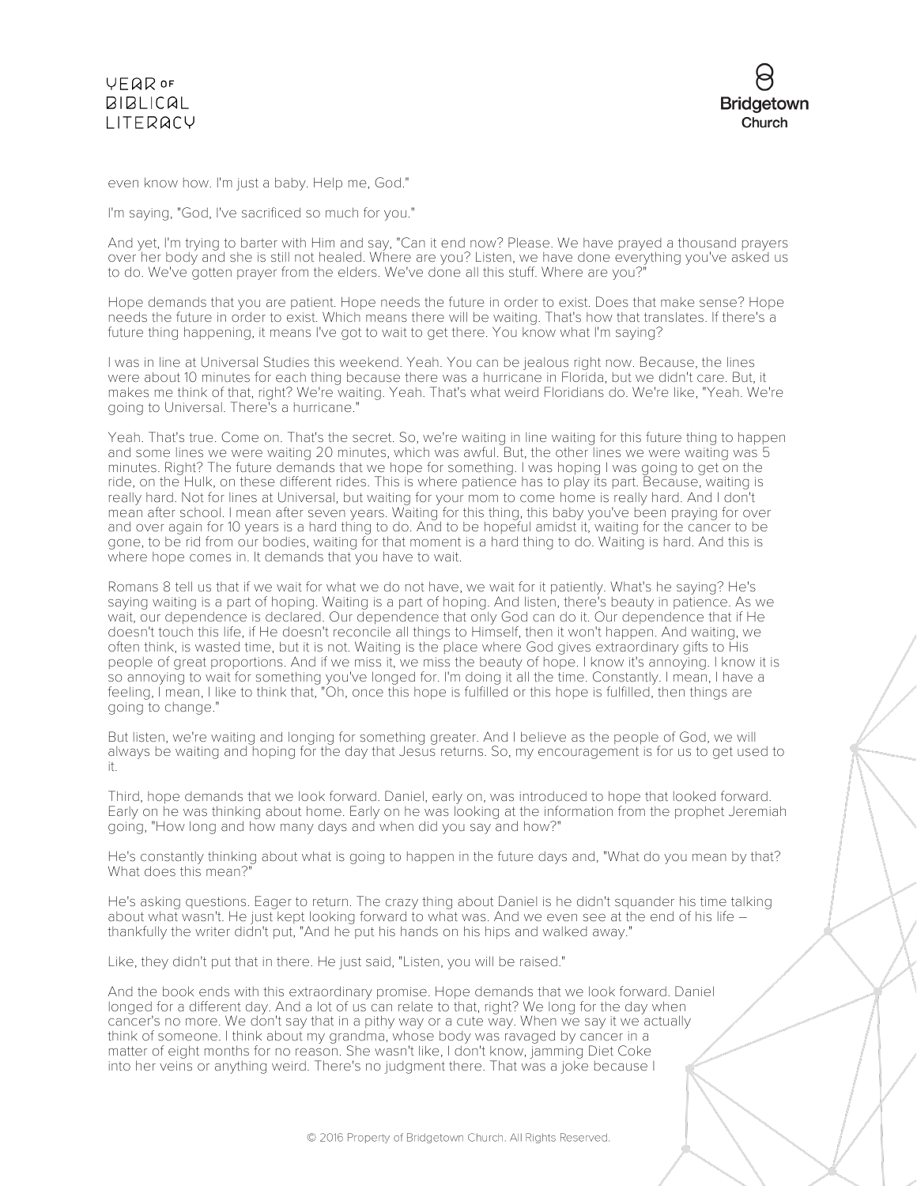even know how. I'm just a baby. Help me, God."

I'm saying, "God, I've sacrificed so much for you."

And yet, I'm trying to barter with Him and say, "Can it end now? Please. We have prayed a thousand prayers over her body and she is still not healed. Where are you? Listen, we have done everything you've asked us to do. We've gotten prayer from the elders. We've done all this stuff. Where are you?"

Hope demands that you are patient. Hope needs the future in order to exist. Does that make sense? Hope needs the future in order to exist. Which means there will be waiting. That's how that translates. If there's a future thing happening, it means I've got to wait to get there. You know what I'm saying?

I was in line at Universal Studies this weekend. Yeah. You can be jealous right now. Because, the lines were about 10 minutes for each thing because there was a hurricane in Florida, but we didn't care. But, it makes me think of that, right? We're waiting. Yeah. That's what weird Floridians do. We're like, "Yeah. We're going to Universal. There's a hurricane."

Yeah. That's true. Come on. That's the secret. So, we're waiting in line waiting for this future thing to happen and some lines we were waiting 20 minutes, which was awful. But, the other lines we were waiting was 5 minutes. Right? The future demands that we hope for something. I was hoping I was going to get on the ride, on the Hulk, on these different rides. This is where patience has to play its part. Because, waiting is really hard. Not for lines at Universal, but waiting for your mom to come home is really hard. And I don't mean after school. I mean after seven years. Waiting for this thing, this baby you've been praying for over and over again for 10 years is a hard thing to do. And to be hopeful amidst it, waiting for the cancer to be gone, to be rid from our bodies, waiting for that moment is a hard thing to do. Waiting is hard. And this is where hope comes in. It demands that you have to wait.

Romans 8 tell us that if we wait for what we do not have, we wait for it patiently. What's he saying? He's saying waiting is a part of hoping. Waiting is a part of hoping. And listen, there's beauty in patience. As we wait, our dependence is declared. Our dependence that only God can do it. Our dependence that if He doesn't touch this life, if He doesn't reconcile all things to Himself, then it won't happen. And waiting, we often think, is wasted time, but it is not. Waiting is the place where God gives extraordinary gifts to His people of great proportions. And if we miss it, we miss the beauty of hope. I know it's annoying. I know it is so annoying to wait for something you've longed for. I'm doing it all the time. Constantly. I mean, I have a feeling, I mean, I like to think that, "Oh, once this hope is fulfilled or this hope is fulfilled, then things are going to change."

But listen, we're waiting and longing for something greater. And I believe as the people of God, we will always be waiting and hoping for the day that Jesus returns. So, my encouragement is for us to get used to it.

Third, hope demands that we look forward. Daniel, early on, was introduced to hope that looked forward. Early on he was thinking about home. Early on he was looking at the information from the prophet Jeremiah going, "How long and how many days and when did you say and how?"

He's constantly thinking about what is going to happen in the future days and, "What do you mean by that? What does this mean?"

He's asking questions. Eager to return. The crazy thing about Daniel is he didn't squander his time talking about what wasn't. He just kept looking forward to what was. And we even see at the end of his life – thankfully the writer didn't put, "And he put his hands on his hips and walked away."

Like, they didn't put that in there. He just said, "Listen, you will be raised."

And the book ends with this extraordinary promise. Hope demands that we look forward. Daniel longed for a different day. And a lot of us can relate to that, right? We long for the day when cancer's no more. We don't say that in a pithy way or a cute way. When we say it we actually think of someone. I think about my grandma, whose body was ravaged by cancer in a matter of eight months for no reason. She wasn't like, I don't know, jamming Diet Coke into her veins or anything weird. There's no judgment there. That was a joke because I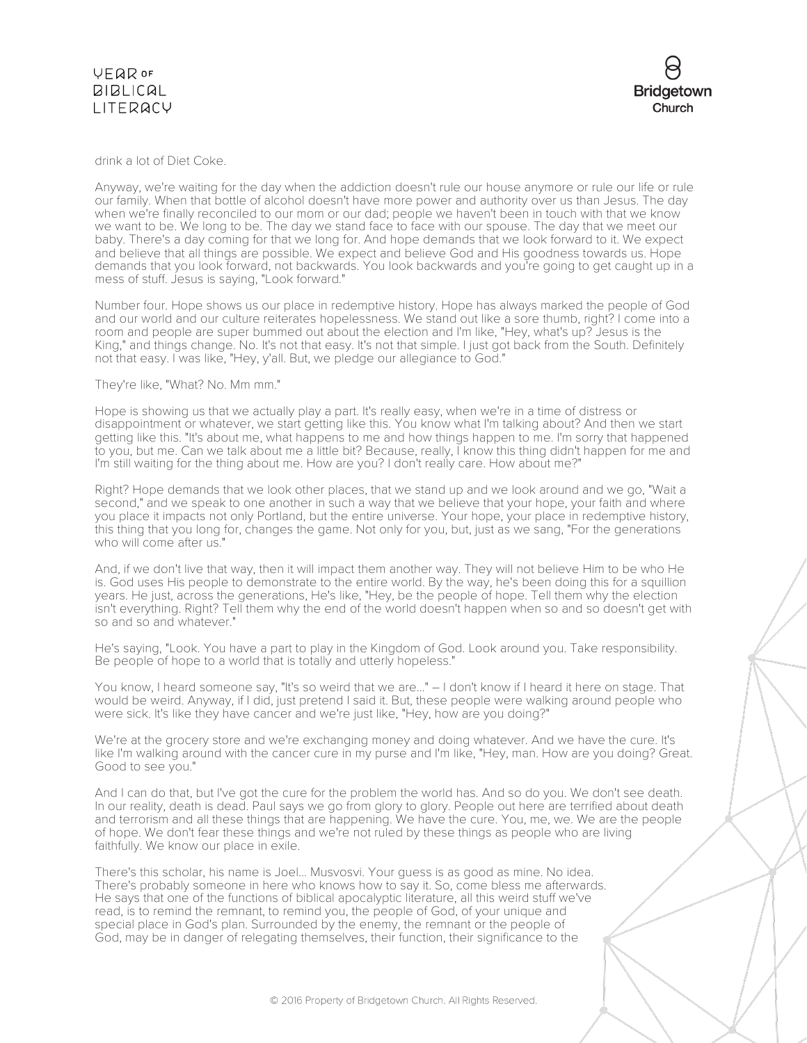drink a lot of Diet Coke.

Anyway, we're waiting for the day when the addiction doesn't rule our house anymore or rule our life or rule our family. When that bottle of alcohol doesn't have more power and authority over us than Jesus. The day when we're finally reconciled to our mom or our dad; people we haven't been in touch with that we know we want to be. We long to be. The day we stand face to face with our spouse. The day that we meet our baby. There's a day coming for that we long for. And hope demands that we look forward to it. We expect and believe that all things are possible. We expect and believe God and His goodness towards us. Hope demands that you look forward, not backwards. You look backwards and you're going to get caught up in a mess of stuff. Jesus is saying, "Look forward."

Number four. Hope shows us our place in redemptive history. Hope has always marked the people of God and our world and our culture reiterates hopelessness. We stand out like a sore thumb, right? I come into a room and people are super bummed out about the election and I'm like, "Hey, what's up? Jesus is the King," and things change. No. It's not that easy. It's not that simple. I just got back from the South. Definitely not that easy. I was like, "Hey, y'all. But, we pledge our allegiance to God."

They're like, "What? No. Mm mm."

Hope is showing us that we actually play a part. It's really easy, when we're in a time of distress or disappointment or whatever, we start getting like this. You know what I'm talking about? And then we start getting like this. "It's about me, what happens to me and how things happen to me. I'm sorry that happened to you, but me. Can we talk about me a little bit? Because, really, I know this thing didn't happen for me and I'm still waiting for the thing about me. How are you? I don't really care. How about me?"

Right? Hope demands that we look other places, that we stand up and we look around and we go, "Wait a second," and we speak to one another in such a way that we believe that your hope, your faith and where you place it impacts not only Portland, but the entire universe. Your hope, your place in redemptive history, this thing that you long for, changes the game. Not only for you, but, just as we sang, "For the generations who will come after us."

And, if we don't live that way, then it will impact them another way. They will not believe Him to be who He is. God uses His people to demonstrate to the entire world. By the way, he's been doing this for a squillion years. He just, across the generations, He's like, "Hey, be the people of hope. Tell them why the election isn't everything. Right? Tell them why the end of the world doesn't happen when so and so doesn't get with so and so and whatever."

He's saying, "Look. You have a part to play in the Kingdom of God. Look around you. Take responsibility. Be people of hope to a world that is totally and utterly hopeless."

You know, I heard someone say, "It's so weird that we are..." – I don't know if I heard it here on stage. That would be weird. Anyway, if I did, just pretend I said it. But, these people were walking around people who were sick. It's like they have cancer and we're just like, "Hey, how are you doing?"

We're at the grocery store and we're exchanging money and doing whatever. And we have the cure. It's like I'm walking around with the cancer cure in my purse and I'm like, "Hey, man. How are you doing? Great. Good to see you."

And I can do that, but I've got the cure for the problem the world has. And so do you. We don't see death. In our reality, death is dead. Paul says we go from glory to glory. People out here are terrified about death and terrorism and all these things that are happening. We have the cure. You, me, we. We are the people of hope. We don't fear these things and we're not ruled by these things as people who are living faithfully. We know our place in exile.

There's this scholar, his name is Joel... Musvosvi. Your guess is as good as mine. No idea. There's probably someone in here who knows how to say it. So, come bless me afterwards. He says that one of the functions of biblical apocalyptic literature, all this weird stuff we've read, is to remind the remnant, to remind you, the people of God, of your unique and special place in God's plan. Surrounded by the enemy, the remnant or the people of God, may be in danger of relegating themselves, their function, their significance to the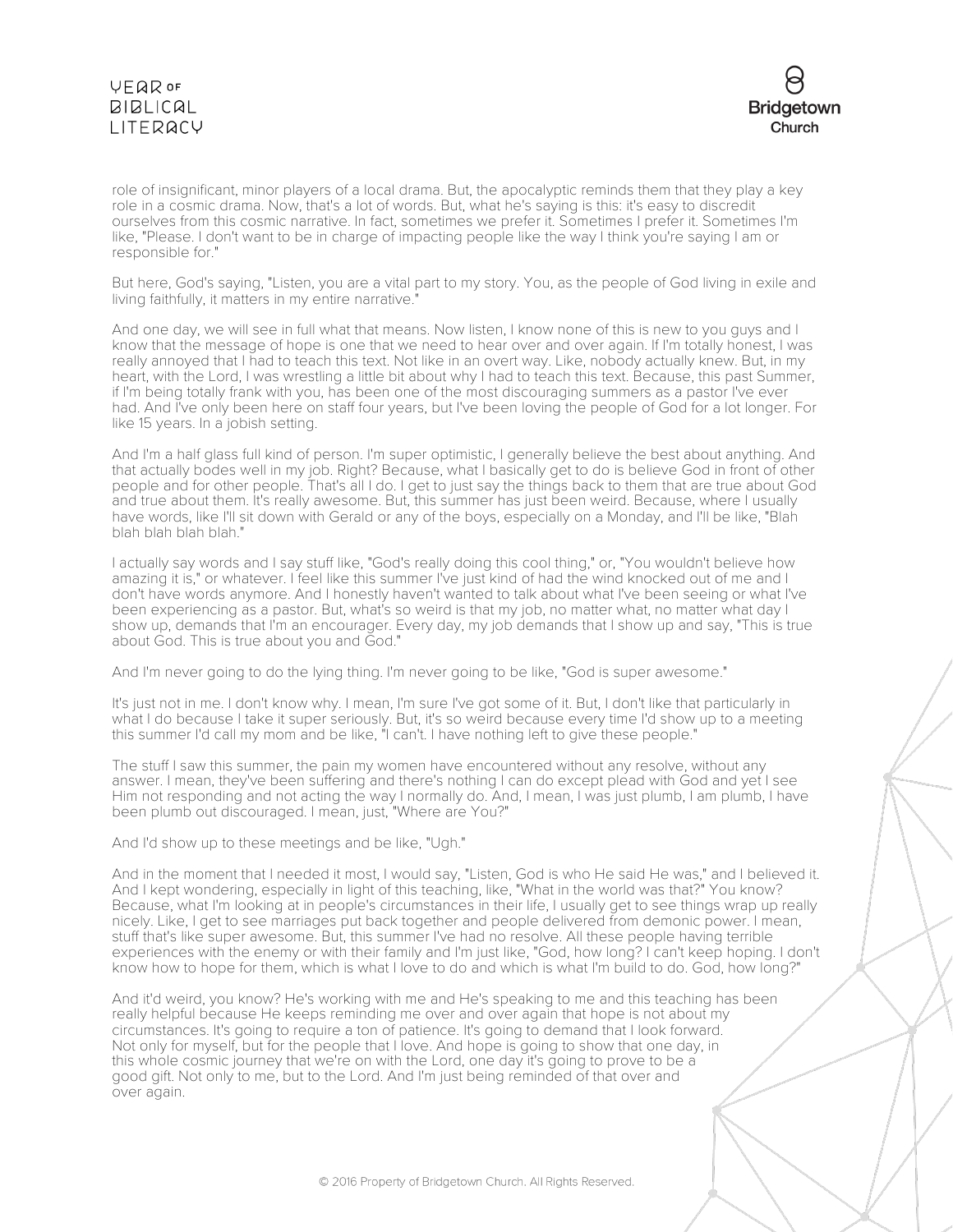role of insignificant, minor players of a local drama. But, the apocalyptic reminds them that they play a key role in a cosmic drama. Now, that's a lot of words. But, what he's saying is this: it's easy to discredit ourselves from this cosmic narrative. In fact, sometimes we prefer it. Sometimes I prefer it. Sometimes I'm like, "Please. I don't want to be in charge of impacting people like the way I think you're saying I am or responsible for."

But here, God's saying, "Listen, you are a vital part to my story. You, as the people of God living in exile and living faithfully, it matters in my entire narrative."

And one day, we will see in full what that means. Now listen, I know none of this is new to you guys and I know that the message of hope is one that we need to hear over and over again. If I'm totally honest, I was really annoyed that I had to teach this text. Not like in an overt way. Like, nobody actually knew. But, in my heart, with the Lord, I was wrestling a little bit about why I had to teach this text. Because, this past Summer, if I'm being totally frank with you, has been one of the most discouraging summers as a pastor I've ever had. And I've only been here on staff four years, but I've been loving the people of God for a lot longer. For like 15 years. In a jobish setting.

And I'm a half glass full kind of person. I'm super optimistic, I generally believe the best about anything. And that actually bodes well in my job. Right? Because, what I basically get to do is believe God in front of other people and for other people. That's all I do. I get to just say the things back to them that are true about God and true about them. It's really awesome. But, this summer has just been weird. Because, where I usually have words, like I'll sit down with Gerald or any of the boys, especially on a Monday, and I'll be like, "Blah blah blah blah blah."

I actually say words and I say stuff like, "God's really doing this cool thing," or, "You wouldn't believe how amazing it is," or whatever. I feel like this summer I've just kind of had the wind knocked out of me and I don't have words anymore. And I honestly haven't wanted to talk about what I've been seeing or what I've been experiencing as a pastor. But, what's so weird is that my job, no matter what, no matter what day I show up, demands that I'm an encourager. Every day, my job demands that I show up and say, "This is true about God. This is true about you and God."

And I'm never going to do the lying thing. I'm never going to be like, "God is super awesome."

It's just not in me. I don't know why. I mean, I'm sure I've got some of it. But, I don't like that particularly in what I do because I take it super seriously. But, it's so weird because every time I'd show up to a meeting this summer I'd call my mom and be like, "I can't. I have nothing left to give these people."

The stuff I saw this summer, the pain my women have encountered without any resolve, without any answer. I mean, they've been suffering and there's nothing I can do except plead with God and yet I see Him not responding and not acting the way I normally do. And, I mean, I was just plumb, I am plumb, I have been plumb out discouraged. I mean, just, "Where are You?"

And I'd show up to these meetings and be like, "Ugh."

And in the moment that I needed it most, I would say, "Listen, God is who He said He was," and I believed it. And I kept wondering, especially in light of this teaching, like, "What in the world was that?" You know? Because, what I'm looking at in people's circumstances in their life, I usually get to see things wrap up really nicely. Like, I get to see marriages put back together and people delivered from demonic power. I mean, stuff that's like super awesome. But, this summer I've had no resolve. All these people having terrible experiences with the enemy or with their family and I'm just like, "God, how long? I can't keep hoping. I don't know how to hope for them, which is what I love to do and which is what I'm build to do. God, how long?"

And it'd weird, you know? He's working with me and He's speaking to me and this teaching has been really helpful because He keeps reminding me over and over again that hope is not about my circumstances. It's going to require a ton of patience. It's going to demand that I look forward. Not only for myself, but for the people that I love. And hope is going to show that one day, in this whole cosmic journey that we're on with the Lord, one day it's going to prove to be a good gift. Not only to me, but to the Lord. And I'm just being reminded of that over and over again.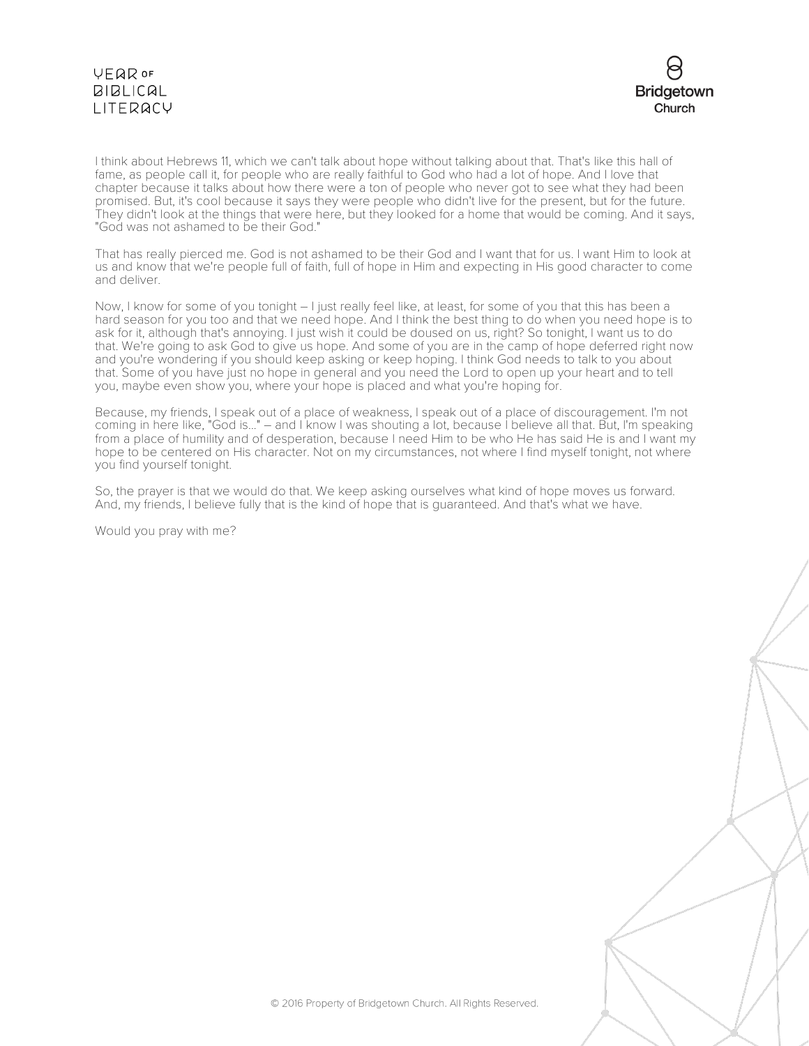I think about Hebrews 11, which we can't talk about hope without talking about that. That's like this hall of fame, as people call it, for people who are really faithful to God who had a lot of hope. And I love that chapter because it talks about how there were a ton of people who never got to see what they had been promised. But, it's cool because it says they were people who didn't live for the present, but for the future. They didn't look at the things that were here, but they looked for a home that would be coming. And it says, "God was not ashamed to be their God."

That has really pierced me. God is not ashamed to be their God and I want that for us. I want Him to look at us and know that we're people full of faith, full of hope in Him and expecting in His good character to come and deliver.

Now, I know for some of you tonight – I just really feel like, at least, for some of you that this has been a hard season for you too and that we need hope. And I think the best thing to do when you need hope is to ask for it, although that's annoying. I just wish it could be doused on us, right? So tonight, I want us to do that. We're going to ask God to give us hope. And some of you are in the camp of hope deferred right now and you're wondering if you should keep asking or keep hoping. I think God needs to talk to you about that. Some of you have just no hope in general and you need the Lord to open up your heart and to tell you, maybe even show you, where your hope is placed and what you're hoping for.

Because, my friends, I speak out of a place of weakness, I speak out of a place of discouragement. I'm not coming in here like, "God is..." – and I know I was shouting a lot, because I believe all that. But, I'm speaking from a place of humility and of desperation, because I need Him to be who He has said He is and I want my hope to be centered on His character. Not on my circumstances, not where I find myself tonight, not where you find yourself tonight.

So, the prayer is that we would do that. We keep asking ourselves what kind of hope moves us forward. And, my friends, I believe fully that is the kind of hope that is guaranteed. And that's what we have.

Would you pray with me?